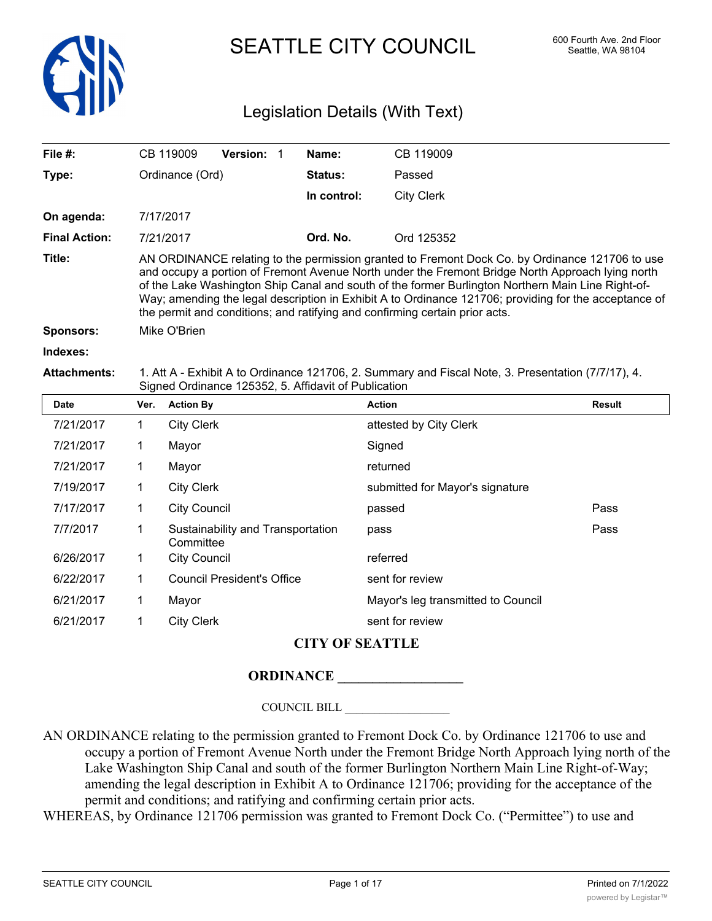# SEATTLE CITY COUNCIL

600 Fourth Ave. 2nd Floor
Seattle, WA 98104

## Legislation Details (With Text)

| | | | |
|---|---|---|---|
| **File #:** | CB 119009 **Version:** 1 | **Name:** | CB 119009 |
| **Type:** | Ordinance (Ord) | **Status:** | Passed |
| | | **In control:** | City Clerk |
| **On agenda:** | 7/17/2017 | | |
| **Final Action:** | 7/21/2017 | **Ord. No.** | Ord 125352 |

**Title:** AN ORDINANCE relating to the permission granted to Fremont Dock Co. by Ordinance 121706 to use and occupy a portion of Fremont Avenue North under the Fremont Bridge North Approach lying north of the Lake Washington Ship Canal and south of the former Burlington Northern Main Line Right-of-Way; amending the legal description in Exhibit A to Ordinance 121706; providing for the acceptance of the permit and conditions; and ratifying and confirming certain prior acts.

**Sponsors:** Mike O'Brien

**Indexes:**

**Attachments:** 1. Att A - Exhibit A to Ordinance 121706, 2. Summary and Fiscal Note, 3. Presentation (7/7/17), 4. Signed Ordinance 125352, 5. Affidavit of Publication

| Date | Ver. | Action By | Action | Result |
|---|---|---|---|---|
| 7/21/2017 | 1 | City Clerk | attested by City Clerk | |
| 7/21/2017 | 1 | Mayor | Signed | |
| 7/21/2017 | 1 | Mayor | returned | |
| 7/19/2017 | 1 | City Clerk | submitted for Mayor's signature | |
| 7/17/2017 | 1 | City Council | passed | Pass |
| 7/7/2017 | 1 | Sustainability and Transportation Committee | pass | Pass |
| 6/26/2017 | 1 | City Council | referred | |
| 6/22/2017 | 1 | Council President's Office | sent for review | |
| 6/21/2017 | 1 | Mayor | Mayor's leg transmitted to Council | |
| 6/21/2017 | 1 | City Clerk | sent for review | |

**CITY OF SEATTLE**

**ORDINANCE __________________**

COUNCIL BILL __________________

AN ORDINANCE relating to the permission granted to Fremont Dock Co. by Ordinance 121706 to use and occupy a portion of Fremont Avenue North under the Fremont Bridge North Approach lying north of the Lake Washington Ship Canal and south of the former Burlington Northern Main Line Right-of-Way; amending the legal description in Exhibit A to Ordinance 121706; providing for the acceptance of the permit and conditions; and ratifying and confirming certain prior acts.

WHEREAS, by Ordinance 121706 permission was granted to Fremont Dock Co. ("Permittee") to use and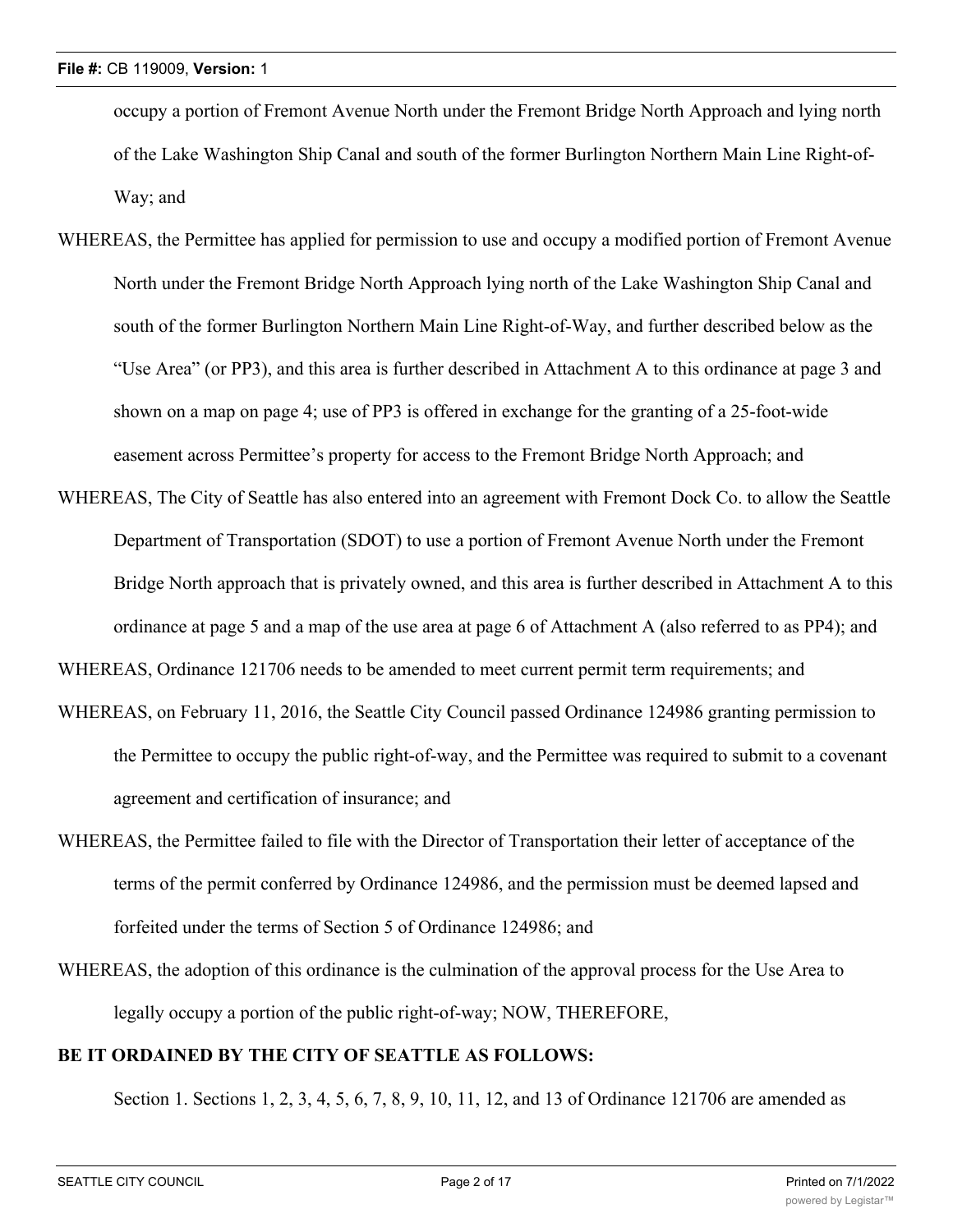occupy a portion of Fremont Avenue North under the Fremont Bridge North Approach and lying north of the Lake Washington Ship Canal and south of the former Burlington Northern Main Line Right-of-Way; and

WHEREAS, the Permittee has applied for permission to use and occupy a modified portion of Fremont Avenue North under the Fremont Bridge North Approach lying north of the Lake Washington Ship Canal and south of the former Burlington Northern Main Line Right-of-Way, and further described below as the "Use Area" (or PP3), and this area is further described in Attachment A to this ordinance at page 3 and shown on a map on page 4; use of PP3 is offered in exchange for the granting of a 25-foot-wide easement across Permittee's property for access to the Fremont Bridge North Approach; and

WHEREAS, The City of Seattle has also entered into an agreement with Fremont Dock Co. to allow the Seattle Department of Transportation (SDOT) to use a portion of Fremont Avenue North under the Fremont Bridge North approach that is privately owned, and this area is further described in Attachment A to this ordinance at page 5 and a map of the use area at page 6 of Attachment A (also referred to as PP4); and

WHEREAS, Ordinance 121706 needs to be amended to meet current permit term requirements; and

WHEREAS, on February 11, 2016, the Seattle City Council passed Ordinance 124986 granting permission to the Permittee to occupy the public right-of-way, and the Permittee was required to submit to a covenant agreement and certification of insurance; and

WHEREAS, the Permittee failed to file with the Director of Transportation their letter of acceptance of the terms of the permit conferred by Ordinance 124986, and the permission must be deemed lapsed and forfeited under the terms of Section 5 of Ordinance 124986; and

WHEREAS, the adoption of this ordinance is the culmination of the approval process for the Use Area to legally occupy a portion of the public right-of-way; NOW, THEREFORE,

**BE IT ORDAINED BY THE CITY OF SEATTLE AS FOLLOWS:**

Section 1. Sections 1, 2, 3, 4, 5, 6, 7, 8, 9, 10, 11, 12, and 13 of Ordinance 121706 are amended as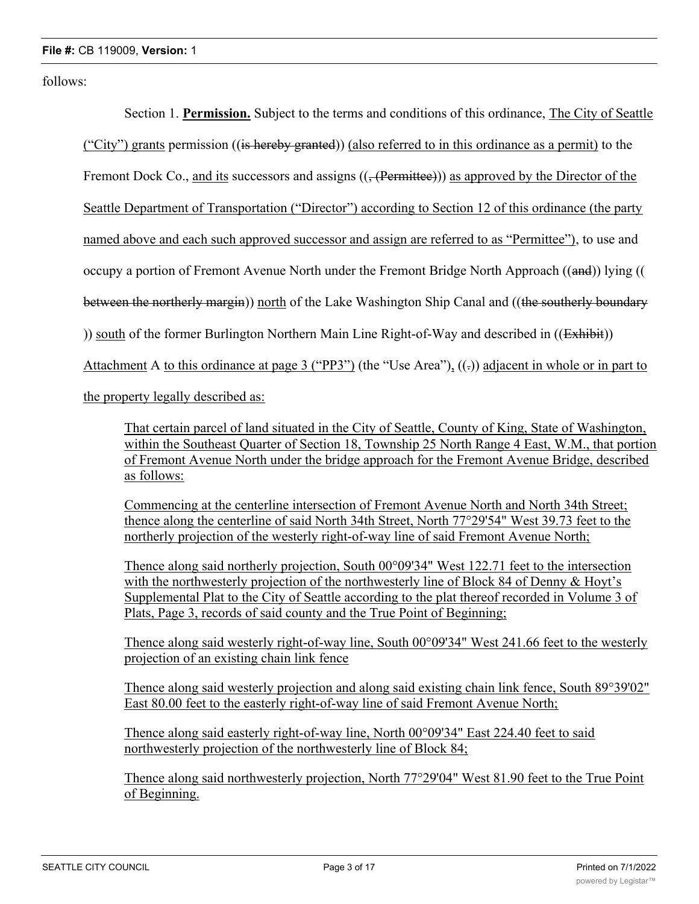follows:

Section 1. **Permission.** Subject to the terms and conditions of this ordinance, The City of Seattle ("City") grants permission ((is hereby granted)) (also referred to in this ordinance as a permit) to the Fremont Dock Co., and its successors and assigns ((, (Permittee))) as approved by the Director of the Seattle Department of Transportation ("Director") according to Section 12 of this ordinance (the party named above and each such approved successor and assign are referred to as "Permittee"), to use and occupy a portion of Fremont Avenue North under the Fremont Bridge North Approach ((and)) lying ((between the northerly margin)) north of the Lake Washington Ship Canal and ((the southerly boundary)) south of the former Burlington Northern Main Line Right-of-Way and described in ((Exhibit)) Attachment A to this ordinance at page 3 ("PP3") (the "Use Area"), ((.)) adjacent in whole or in part to the property legally described as:

> That certain parcel of land situated in the City of Seattle, County of King, State of Washington, within the Southeast Quarter of Section 18, Township 25 North Range 4 East, W.M., that portion of Fremont Avenue North under the bridge approach for the Fremont Avenue Bridge, described as follows:
>
> Commencing at the centerline intersection of Fremont Avenue North and North 34th Street; thence along the centerline of said North 34th Street, North 77°29'54" West 39.73 feet to the northerly projection of the westerly right-of-way line of said Fremont Avenue North;
>
> Thence along said northerly projection, South 00°09'34" West 122.71 feet to the intersection with the northwesterly projection of the northwesterly line of Block 84 of Denny & Hoyt's Supplemental Plat to the City of Seattle according to the plat thereof recorded in Volume 3 of Plats, Page 3, records of said county and the True Point of Beginning;
>
> Thence along said westerly right-of-way line, South 00°09'34" West 241.66 feet to the westerly projection of an existing chain link fence
>
> Thence along said westerly projection and along said existing chain link fence, South 89°39'02" East 80.00 feet to the easterly right-of-way line of said Fremont Avenue North;
>
> Thence along said easterly right-of-way line, North 00°09'34" East 224.40 feet to said northwesterly projection of the northwesterly line of Block 84;
>
> Thence along said northwesterly projection, North 77°29'04" West 81.90 feet to the True Point of Beginning.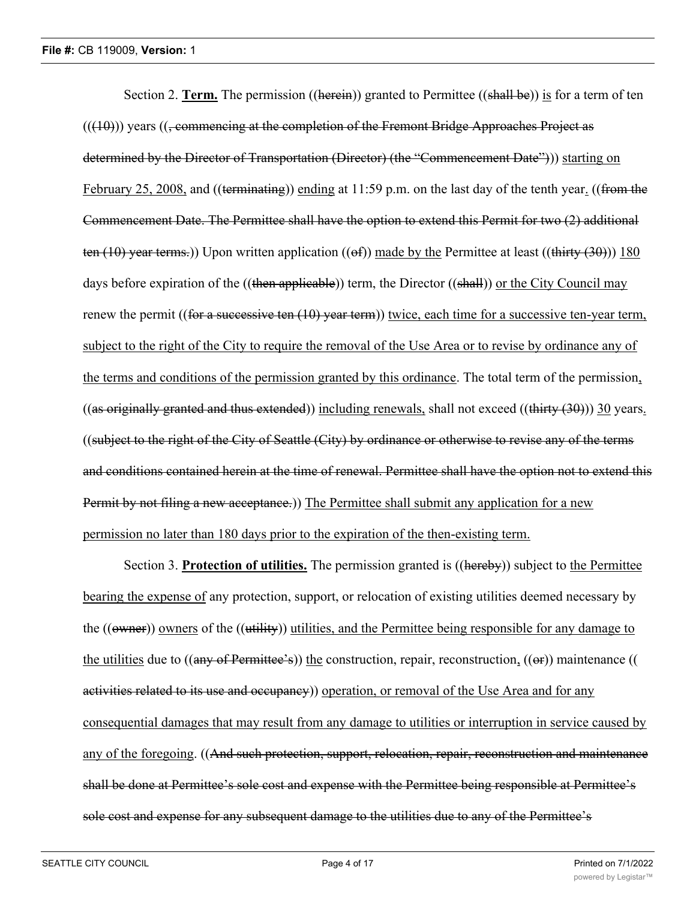Section 2. **<u>Term.</u>** The permission ((~~herein~~)) granted to Permittee ((~~shall be~~)) <u>is</u> for a term of ten (((~~10~~))) years ((~~, commencing at the completion of the Fremont Bridge Approaches Project as determined by the Director of Transportation (Director) (the "Commencement Date")~~)) <u>starting on February 25, 2008,</u> and ((~~terminating~~)) <u>ending</u> at 11:59 p.m. on the last day of the tenth year<u>.</u> ((~~from the Commencement Date. The Permittee shall have the option to extend this Permit for two (2) additional ten (10) year terms.~~)) Upon written application ((~~of~~)) <u>made by the</u> Permittee at least ((~~thirty (30)~~)) <u>180</u> days before expiration of the ((~~then applicable~~)) term, the Director ((~~shall~~)) <u>or the City Council may</u> renew the permit ((~~for a successive ten (10) year term~~)) <u>twice, each time for a successive ten-year term, subject to the right of the City to require the removal of the Use Area or to revise by ordinance any of the terms and conditions of the permission granted by this ordinance</u>. The total term of the permission<u>,</u> ((~~as originally granted and thus extended~~)) <u>including renewals,</u> shall not exceed ((~~thirty (30)~~)) <u>30</u> years<u>.</u> ((~~subject to the right of the City of Seattle (City) by ordinance or otherwise to revise any of the terms and conditions contained herein at the time of renewal. Permittee shall have the option not to extend this Permit by not filing a new acceptance.~~)) <u>The Permittee shall submit any application for a new permission no later than 180 days prior to the expiration of the then-existing term.</u>

Section 3. **<u>Protection of utilities.</u>** The permission granted is ((~~hereby~~)) subject to <u>the Permittee bearing the expense of</u> any protection, support, or relocation of existing utilities deemed necessary by the ((~~owner~~)) <u>owners</u> of the ((~~utility~~)) <u>utilities, and the Permittee being responsible for any damage to the utilities</u> due to ((~~any of Permittee's~~)) <u>the</u> construction, repair, reconstruction<u>,</u> ((~~or~~)) maintenance ((~~activities related to its use and occupancy~~)) <u>operation, or removal of the Use Area and for any consequential damages that may result from any damage to utilities or interruption in service caused by any of the foregoing</u>. ((~~And such protection, support, relocation, repair, reconstruction and maintenance shall be done at Permittee's sole cost and expense with the Permittee being responsible at Permittee's sole cost and expense for any subsequent damage to the utilities due to any of the Permittee's~~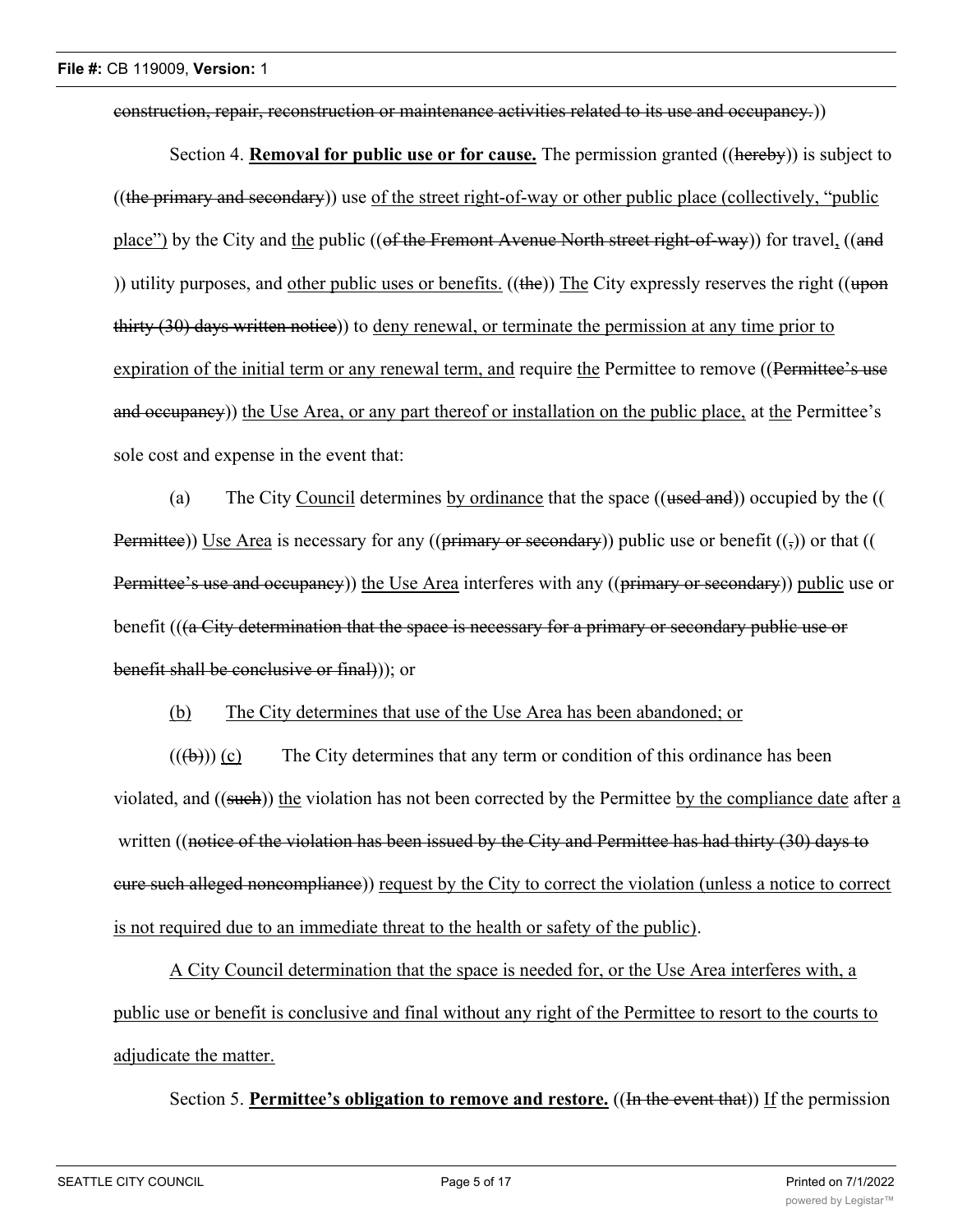~~construction, repair, reconstruction or maintenance activities related to its use and occupancy.~~))

Section 4. **Removal for public use or for cause.** The permission granted ((~~hereby~~)) is subject to ((~~the primary and secondary~~)) use <u>of the street right-of-way or other public place (collectively, "public place")</u> by the City and <u>the</u> public ((~~of the Fremont Avenue North street right-of-way~~)) for travel<u>,</u> ((~~and~~)) utility purposes, and <u>other public uses or benefits.</u> ((~~the~~)) <u>The</u> City expressly reserves the right ((~~upon thirty (30) days written notice~~)) to <u>deny renewal, or terminate the permission at any time prior to expiration of the initial term or any renewal term, and</u> require <u>the</u> Permittee to remove ((~~Permittee's use and occupancy~~)) <u>the Use Area, or any part thereof or installation on the public place,</u> at <u>the</u> Permittee's sole cost and expense in the event that:

(a) The City <u>Council</u> determines <u>by ordinance</u> that the space ((~~used and~~)) occupied by the ((~~Permittee~~)) <u>Use Area</u> is necessary for any ((~~primary or secondary~~)) public use or benefit ((~~,~~)) or that ((~~Permittee's use and occupancy~~)) <u>the Use Area</u> interferes with any ((~~primary or secondary~~)) <u>public</u> use or benefit (((~~a City determination that the space is necessary for a primary or secondary public use or benefit shall be conclusive or final~~))); or

<u>(b) The City determines that use of the Use Area has been abandoned; or</u>

((~~(b)~~)) <u>(c)</u> The City determines that any term or condition of this ordinance has been violated, and ((~~such~~)) <u>the</u> violation has not been corrected by the Permittee <u>by the compliance date</u> after <u>a</u> written ((~~notice of the violation has been issued by the City and Permittee has had thirty (30) days to cure such alleged noncompliance~~)) <u>request by the City to correct the violation (unless a notice to correct is not required due to an immediate threat to the health or safety of the public)</u>.

<u>A City Council determination that the space is needed for, or the Use Area interferes with, a public use or benefit is conclusive and final without any right of the Permittee to resort to the courts to adjudicate the matter.</u>

Section 5. **Permittee's obligation to remove and restore.** ((~~In the event that~~)) <u>If</u> the permission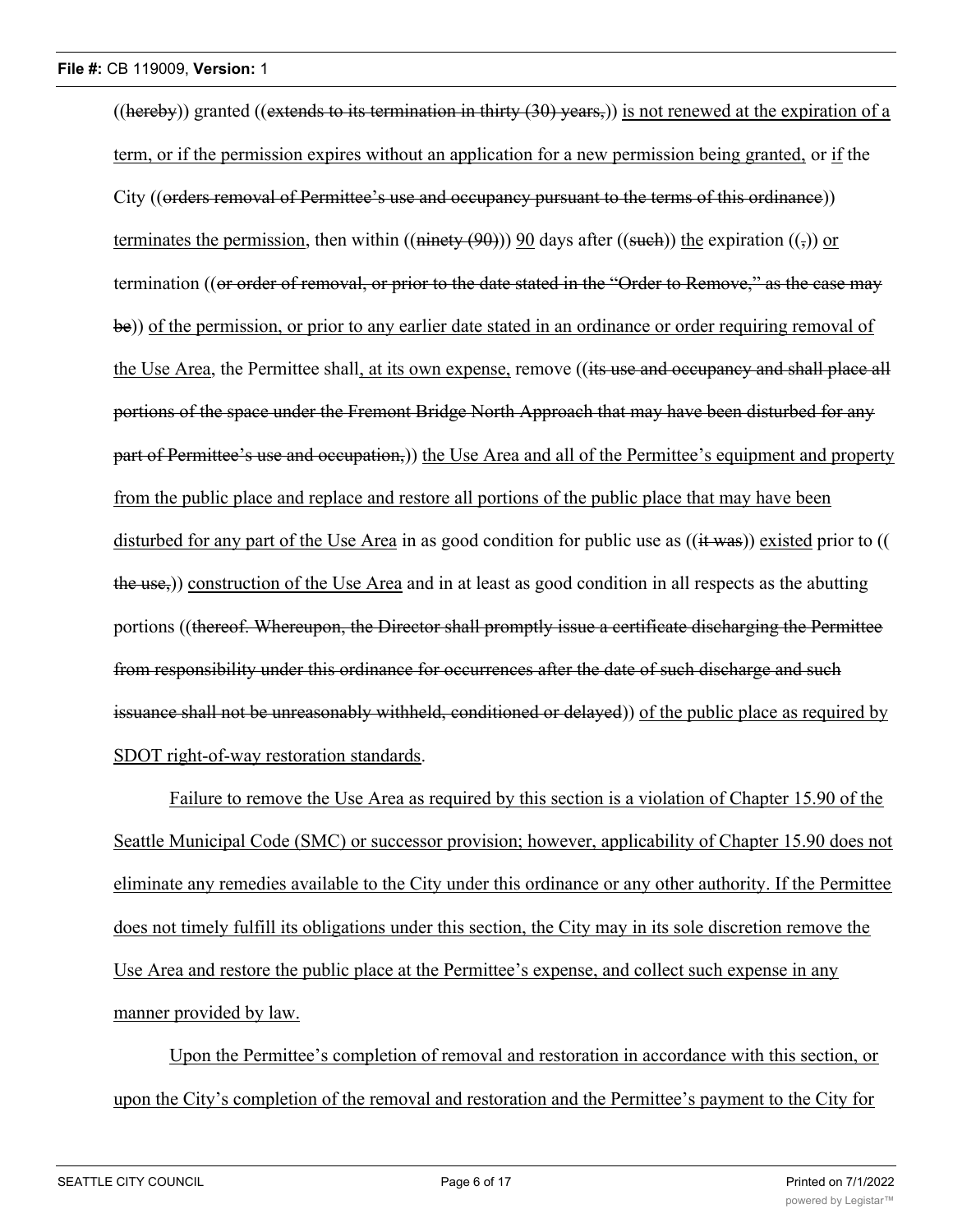((hereby)) granted ((extends to its termination in thirty (30) years,)) is not renewed at the expiration of a term, or if the permission expires without an application for a new permission being granted, or if the City ((orders removal of Permittee's use and occupancy pursuant to the terms of this ordinance)) terminates the permission, then within ((ninety (90))) 90 days after ((such)) the expiration ((,)) or termination ((or order of removal, or prior to the date stated in the "Order to Remove," as the case may be)) of the permission, or prior to any earlier date stated in an ordinance or order requiring removal of the Use Area, the Permittee shall, at its own expense, remove ((its use and occupancy and shall place all portions of the space under the Fremont Bridge North Approach that may have been disturbed for any part of Permittee's use and occupation,)) the Use Area and all of the Permittee's equipment and property from the public place and replace and restore all portions of the public place that may have been disturbed for any part of the Use Area in as good condition for public use as ((it was)) existed prior to ((the use,)) construction of the Use Area and in at least as good condition in all respects as the abutting portions ((thereof. Whereupon, the Director shall promptly issue a certificate discharging the Permittee from responsibility under this ordinance for occurrences after the date of such discharge and such issuance shall not be unreasonably withheld, conditioned or delayed)) of the public place as required by SDOT right-of-way restoration standards.

Failure to remove the Use Area as required by this section is a violation of Chapter 15.90 of the Seattle Municipal Code (SMC) or successor provision; however, applicability of Chapter 15.90 does not eliminate any remedies available to the City under this ordinance or any other authority. If the Permittee does not timely fulfill its obligations under this section, the City may in its sole discretion remove the Use Area and restore the public place at the Permittee's expense, and collect such expense in any manner provided by law.

Upon the Permittee's completion of removal and restoration in accordance with this section, or upon the City's completion of the removal and restoration and the Permittee's payment to the City for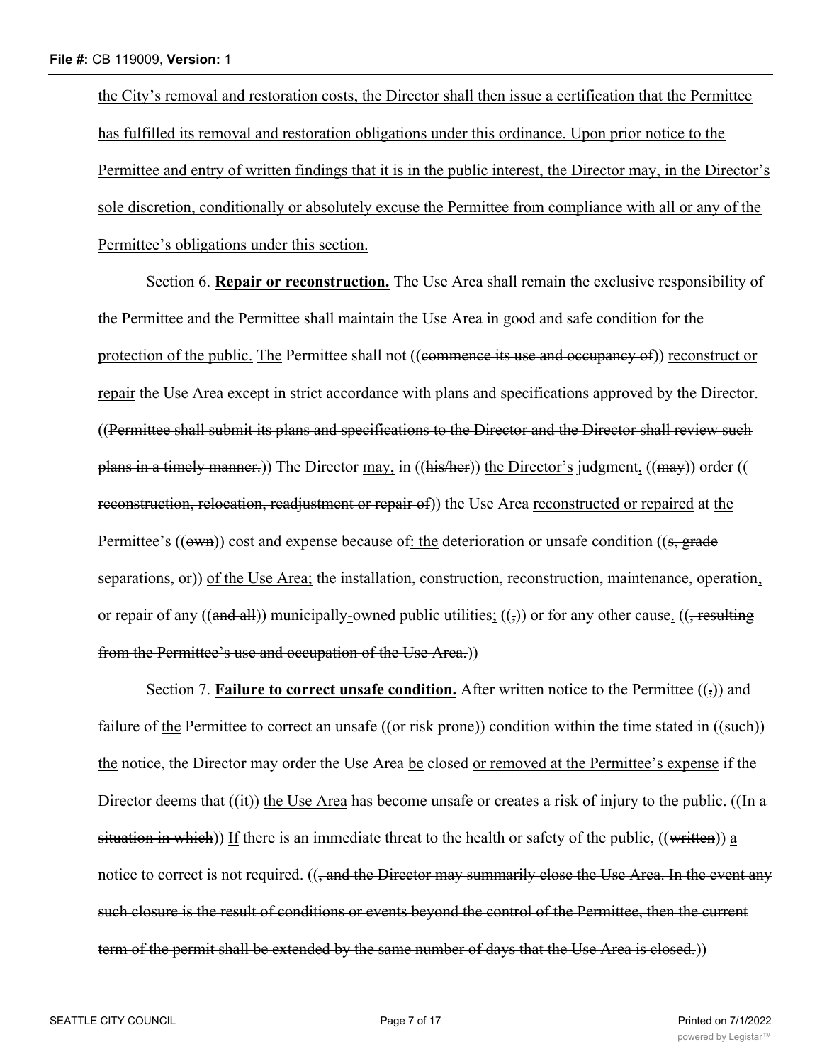the City's removal and restoration costs, the Director shall then issue a certification that the Permittee has fulfilled its removal and restoration obligations under this ordinance. Upon prior notice to the Permittee and entry of written findings that it is in the public interest, the Director may, in the Director's sole discretion, conditionally or absolutely excuse the Permittee from compliance with all or any of the Permittee's obligations under this section.

Section 6. **Repair or reconstruction.** The Use Area shall remain the exclusive responsibility of the Permittee and the Permittee shall maintain the Use Area in good and safe condition for the protection of the public. The Permittee shall not ((~~commence its use and occupancy of~~)) reconstruct or repair the Use Area except in strict accordance with plans and specifications approved by the Director. ((~~Permittee shall submit its plans and specifications to the Director and the Director shall review such plans in a timely manner.~~)) The Director may, in ((~~his/her~~)) the Director's judgment, ((~~may~~)) order ((~~reconstruction, relocation, readjustment or repair of~~)) the Use Area reconstructed or repaired at the Permittee's ((~~own~~)) cost and expense because of: the deterioration or unsafe condition ((~~s, grade separations, or~~)) of the Use Area; the installation, construction, reconstruction, maintenance, operation, or repair of any ((~~and all~~)) municipally-owned public utilities; ((~~,~~)) or for any other cause. ((~~, resulting from the Permittee's use and occupation of the Use Area.~~))

Section 7. **Failure to correct unsafe condition.** After written notice to the Permittee ((~~,~~)) and failure of the Permittee to correct an unsafe ((~~or risk prone~~)) condition within the time stated in ((~~such~~)) the notice, the Director may order the Use Area be closed or removed at the Permittee's expense if the Director deems that ((~~it~~)) the Use Area has become unsafe or creates a risk of injury to the public. ((~~In a situation in which~~)) If there is an immediate threat to the health or safety of the public, ((~~written~~)) a notice to correct is not required. ((~~, and the Director may summarily close the Use Area. In the event any such closure is the result of conditions or events beyond the control of the Permittee, then the current term of the permit shall be extended by the same number of days that the Use Area is closed.~~))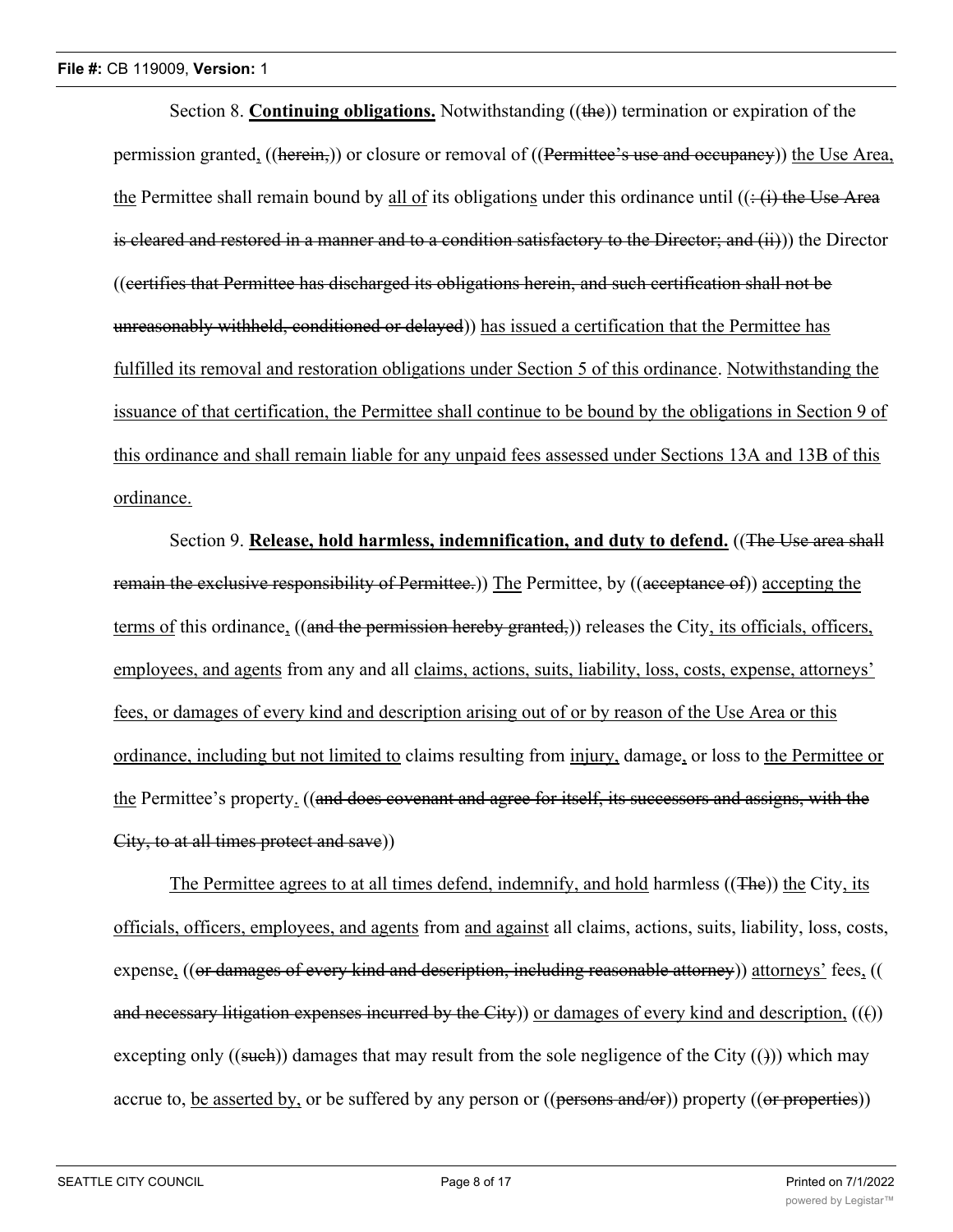Section 8. **<u>Continuing obligations.</u>** Notwithstanding ((~~the~~)) termination or expiration of the permission granted<u>,</u> ((~~herein,~~)) or closure or removal of ((~~Permittee's use and occupancy~~)) <u>the Use Area, the</u> Permittee shall remain bound by <u>all of</u> its obligation<u>s</u> under this ordinance until ((~~: (i) the Use Area is cleared and restored in a manner and to a condition satisfactory to the Director; and (ii)~~)) the Director ((~~certifies that Permittee has discharged its obligations herein, and such certification shall not be unreasonably withheld, conditioned or delayed~~)) <u>has issued a certification that the Permittee has fulfilled its removal and restoration obligations under Section 5 of this ordinance</u>. <u>Notwithstanding the issuance of that certification, the Permittee shall continue to be bound by the obligations in Section 9 of this ordinance and shall remain liable for any unpaid fees assessed under Sections 13A and 13B of this ordinance.</u>

Section 9. **<u>Release, hold harmless, indemnification, and duty to defend.</u>** ((~~The Use area shall remain the exclusive responsibility of Permittee.~~)) <u>The</u> Permittee, by ((~~acceptance of~~)) <u>accepting the terms of</u> this ordinance<u>,</u> ((~~and the permission hereby granted,~~)) releases the City<u>, its officials, officers, employees, and agents</u> from any and all <u>claims, actions, suits, liability, loss, costs, expense, attorneys' fees, or damages of every kind and description arising out of or by reason of the Use Area or this ordinance, including but not limited to</u> claims resulting from <u>injury,</u> damage<u>,</u> or loss to <u>the Permittee or the</u> Permittee's property<u>.</u> ((~~and does covenant and agree for itself, its successors and assigns, with the City, to at all times protect and save~~))

<u>The Permittee agrees to at all times defend, indemnify, and hold</u> harmless ((~~The~~)) <u>the</u> City<u>, its officials, officers, employees, and agents</u> from <u>and against</u> all claims, actions, suits, liability, loss, costs, expense<u>,</u> ((~~or damages of every kind and description, including reasonable attorney~~)) <u>attorneys'</u> fees<u>,</u> ((~~and necessary litigation expenses incurred by the City~~)) <u>or damages of every kind and description,</u> ((~~(~~)) excepting only ((~~such~~)) damages that may result from the sole negligence of the City ((~~)~~)) which may accrue to, <u>be asserted by,</u> or be suffered by any person or ((~~persons and/or~~)) property ((~~or properties~~))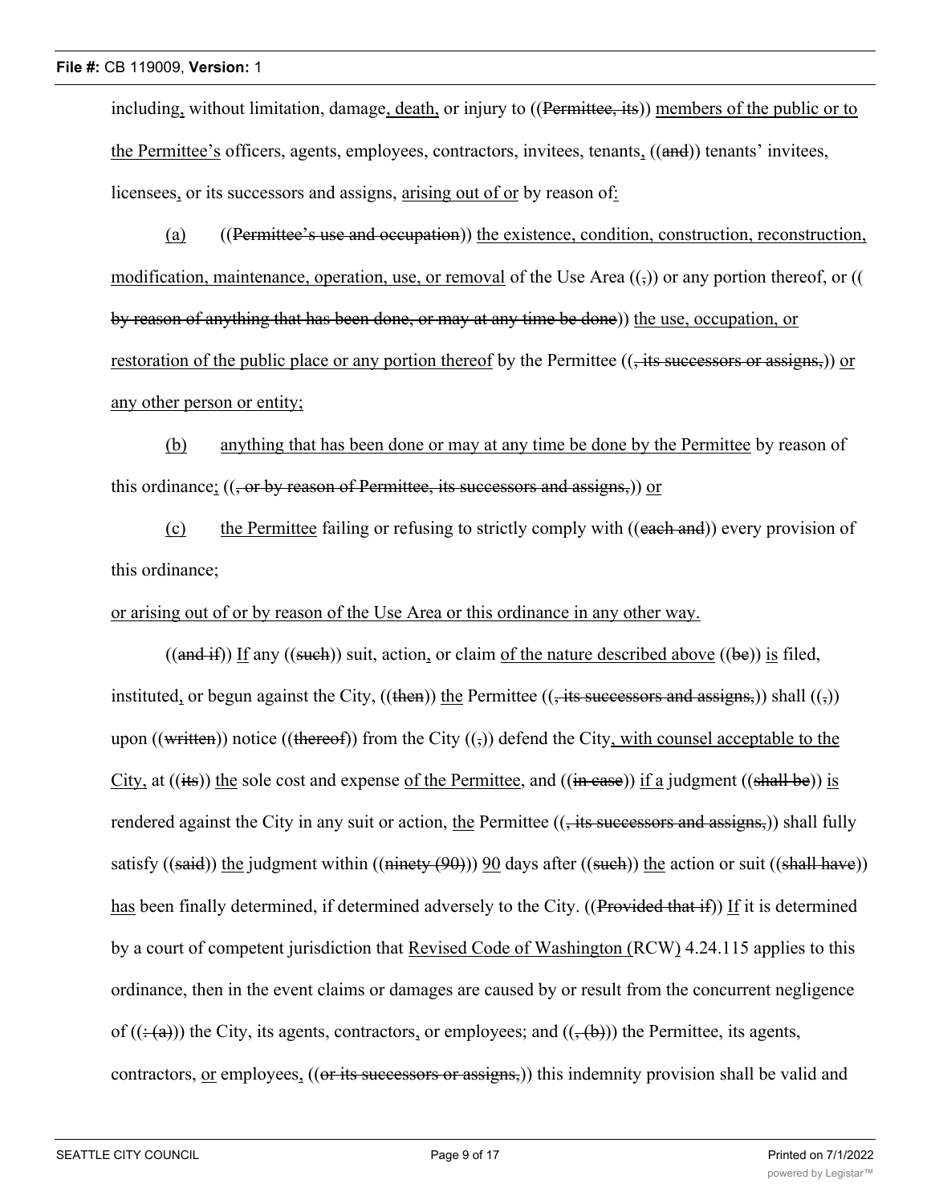including<u>,</u> without limitation, damage<u>, death,</u> or injury to ((~~Permittee, its~~)) <u>members of the public or to the Permittee's</u> officers, agents, employees, contractors, invitees, tenants<u>,</u> ((~~and~~)) tenants' invitees, licensees<u>,</u> or its successors and assigns, <u>arising out of or</u> by reason of<u>:</u>

<u>(a)</u> ((~~Permittee's use and occupation~~)) <u>the existence, condition, construction, reconstruction, modification, maintenance, operation, use, or removal</u> of the Use Area ((~~,~~)) or any portion thereof, or ((~~by reason of anything that has been done, or may at any time be done~~)) <u>the use, occupation, or restoration of the public place or any portion thereof</u> by the Permittee ((~~, its successors or assigns,~~)) <u>or any other person or entity;</u>

<u>(b)</u> <u>anything that has been done or may at any time be done by the Permittee</u> by reason of this ordinance<u>;</u> ((~~, or by reason of Permittee, its successors and assigns,~~)) <u>or</u>

<u>(c)</u> <u>the Permittee</u> failing or refusing to strictly comply with ((~~each and~~)) every provision of this ordinance;

<u>or arising out of or by reason of the Use Area or this ordinance in any other way.</u>

((~~and if~~)) <u>If</u> any ((~~such~~)) suit, action<u>,</u> or claim <u>of the nature described above</u> ((~~be~~)) <u>is</u> filed, instituted<u>,</u> or begun against the City, ((~~then~~)) <u>the</u> Permittee ((~~, its successors and assigns,~~)) shall ((~~,~~)) upon ((~~written~~)) notice ((~~thereof~~)) from the City ((~~,~~)) defend the City<u>, with counsel acceptable to the City,</u> at ((~~its~~)) <u>the</u> sole cost and expense <u>of the Permittee</u>, and ((~~in case~~)) <u>if a</u> judgment ((~~shall be~~)) <u>is</u> rendered against the City in any suit or action, <u>the</u> Permittee ((~~, its successors and assigns,~~)) shall fully satisfy ((~~said~~)) <u>the</u> judgment within ((~~ninety (90)~~)) <u>90</u> days after ((~~such~~)) <u>the</u> action or suit ((~~shall have~~)) <u>has</u> been finally determined, if determined adversely to the City. ((~~Provided that if~~)) <u>If</u> it is determined by a court of competent jurisdiction that <u>Revised Code of Washington (</u>RCW<u>)</u> 4.24.115 applies to this ordinance, then in the event claims or damages are caused by or result from the concurrent negligence of ((~~: (a)~~)) the City, its agents, contractors<u>,</u> or employees; and ((~~, (b)~~)) the Permittee, its agents, contractors, <u>or</u> employees<u>,</u> ((~~or its successors or assigns,~~)) this indemnity provision shall be valid and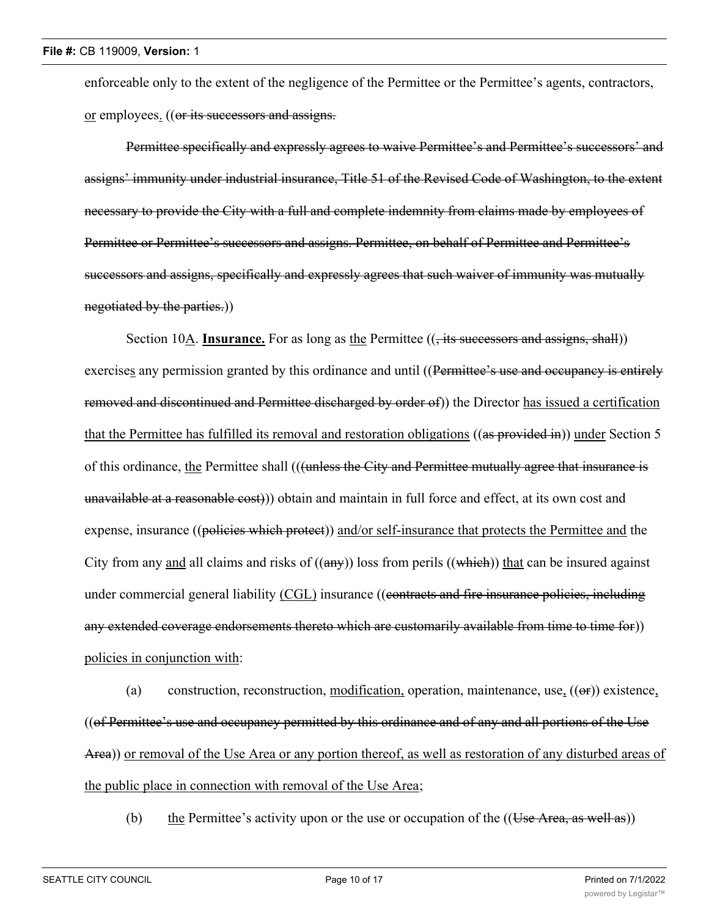enforceable only to the extent of the negligence of the Permittee or the Permittee's agents, contractors, <u>or</u> employees<u>.</u> ((~~or its successors and assigns.~~

~~Permittee specifically and expressly agrees to waive Permittee's and Permittee's successors' and assigns' immunity under industrial insurance, Title 51 of the Revised Code of Washington, to the extent necessary to provide the City with a full and complete indemnity from claims made by employees of Permittee or Permittee's successors and assigns. Permittee, on behalf of Permittee and Permittee's successors and assigns, specifically and expressly agrees that such waiver of immunity was mutually negotiated by the parties.~~))

Section 10<u>A</u>. **<u>Insurance.</u>** For as long as <u>the</u> Permittee ((~~, its successors and assigns, shall~~)) exercise<u>s</u> any permission granted by this ordinance and until ((~~Permittee's use and occupancy is entirely removed and discontinued and Permittee discharged by order of~~)) the Director <u>has issued a certification that the Permittee has fulfilled its removal and restoration obligations</u> ((~~as provided in~~)) <u>under</u> Section 5 of this ordinance, <u>the</u> Permittee shall (((~~(unless the City and Permittee mutually agree that insurance is unavailable at a reasonable cost)~~))) obtain and maintain in full force and effect, at its own cost and expense, insurance ((~~policies which protect~~)) <u>and/or self-insurance that protects the Permittee and</u> the City from any <u>and</u> all claims and risks of ((~~any~~)) loss from perils ((~~which~~)) <u>that</u> can be insured against under commercial general liability <u>(CGL)</u> insurance ((~~contracts and fire insurance policies, including any extended coverage endorsements thereto which are customarily available from time to time for~~)) <u>policies in conjunction with</u>:

(a) construction, reconstruction, <u>modification,</u> operation, maintenance, use<u>,</u> ((~~or~~)) existence<u>,</u> ((~~of Permittee's use and occupancy permitted by this ordinance and of any and all portions of the Use Area~~)) <u>or removal of the Use Area or any portion thereof, as well as restoration of any disturbed areas of the public place in connection with removal of the Use Area</u>;

(b) <u>the</u> Permittee's activity upon or the use or occupation of the ((~~Use Area, as well as~~))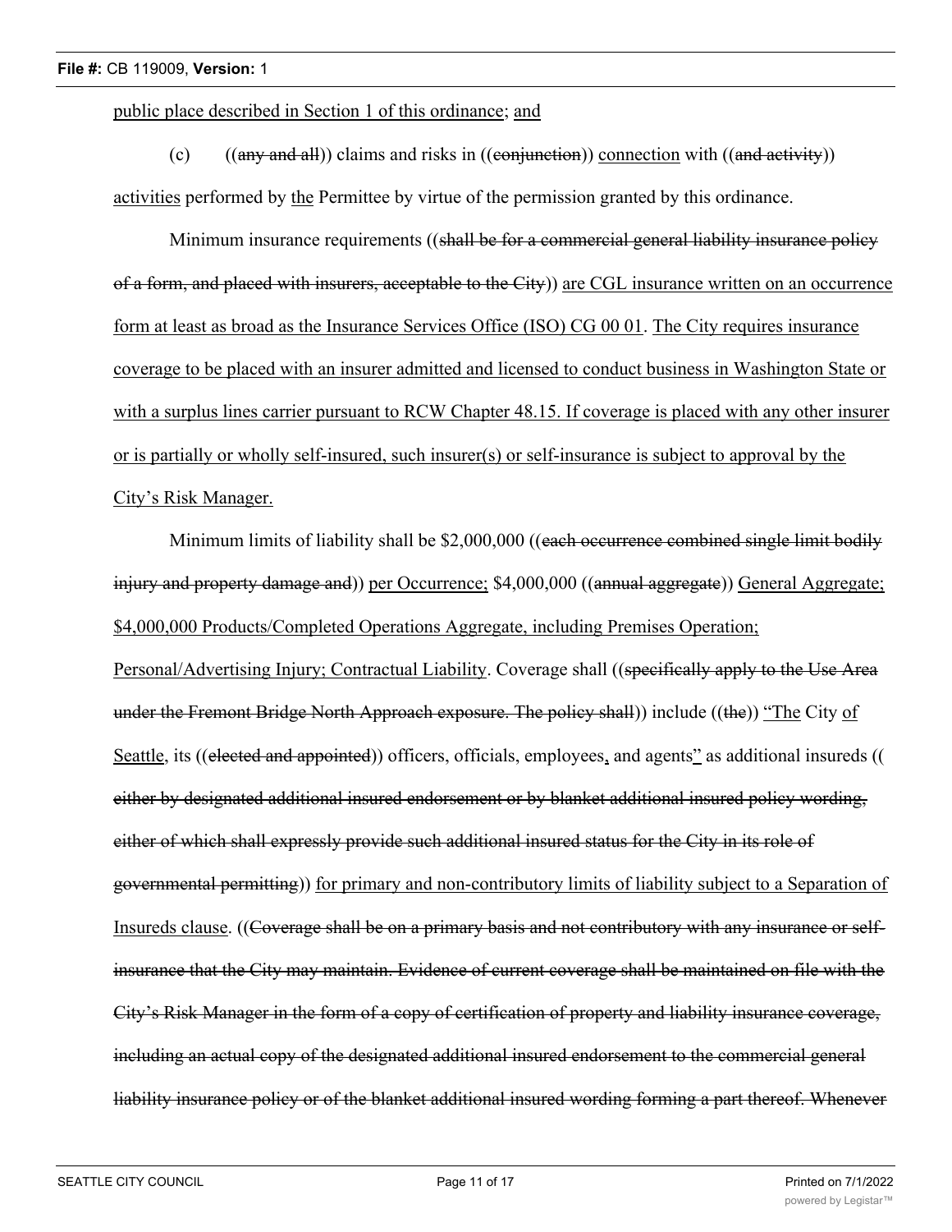public place described in Section 1 of this ordinance; and

(c) ((~~any and all~~)) claims and risks in ((~~conjunction~~)) connection with ((~~and activity~~)) activities performed by the Permittee by virtue of the permission granted by this ordinance.

Minimum insurance requirements ((~~shall be for a commercial general liability insurance policy of a form, and placed with insurers, acceptable to the City~~)) are CGL insurance written on an occurrence form at least as broad as the Insurance Services Office (ISO) CG 00 01. The City requires insurance coverage to be placed with an insurer admitted and licensed to conduct business in Washington State or with a surplus lines carrier pursuant to RCW Chapter 48.15. If coverage is placed with any other insurer or is partially or wholly self-insured, such insurer(s) or self-insurance is subject to approval by the City's Risk Manager.

Minimum limits of liability shall be $2,000,000 ((~~each occurrence combined single limit bodily injury and property damage and~~)) per Occurrence; $4,000,000 ((~~annual aggregate~~)) General Aggregate; $4,000,000 Products/Completed Operations Aggregate, including Premises Operation; Personal/Advertising Injury; Contractual Liability. Coverage shall ((~~specifically apply to the Use Area under the Fremont Bridge North Approach exposure. The policy shall~~)) include ((~~the~~)) "The City of Seattle, its ((~~elected and appointed~~)) officers, officials, employees, and agents" as additional insureds ((~~either by designated additional insured endorsement or by blanket additional insured policy wording, either of which shall expressly provide such additional insured status for the City in its role of governmental permitting~~)) for primary and non-contributory limits of liability subject to a Separation of Insureds clause. ((~~Coverage shall be on a primary basis and not contributory with any insurance or self-insurance that the City may maintain. Evidence of current coverage shall be maintained on file with the City's Risk Manager in the form of a copy of certification of property and liability insurance coverage, including an actual copy of the designated additional insured endorsement to the commercial general liability insurance policy or of the blanket additional insured wording forming a part thereof. Whenever~~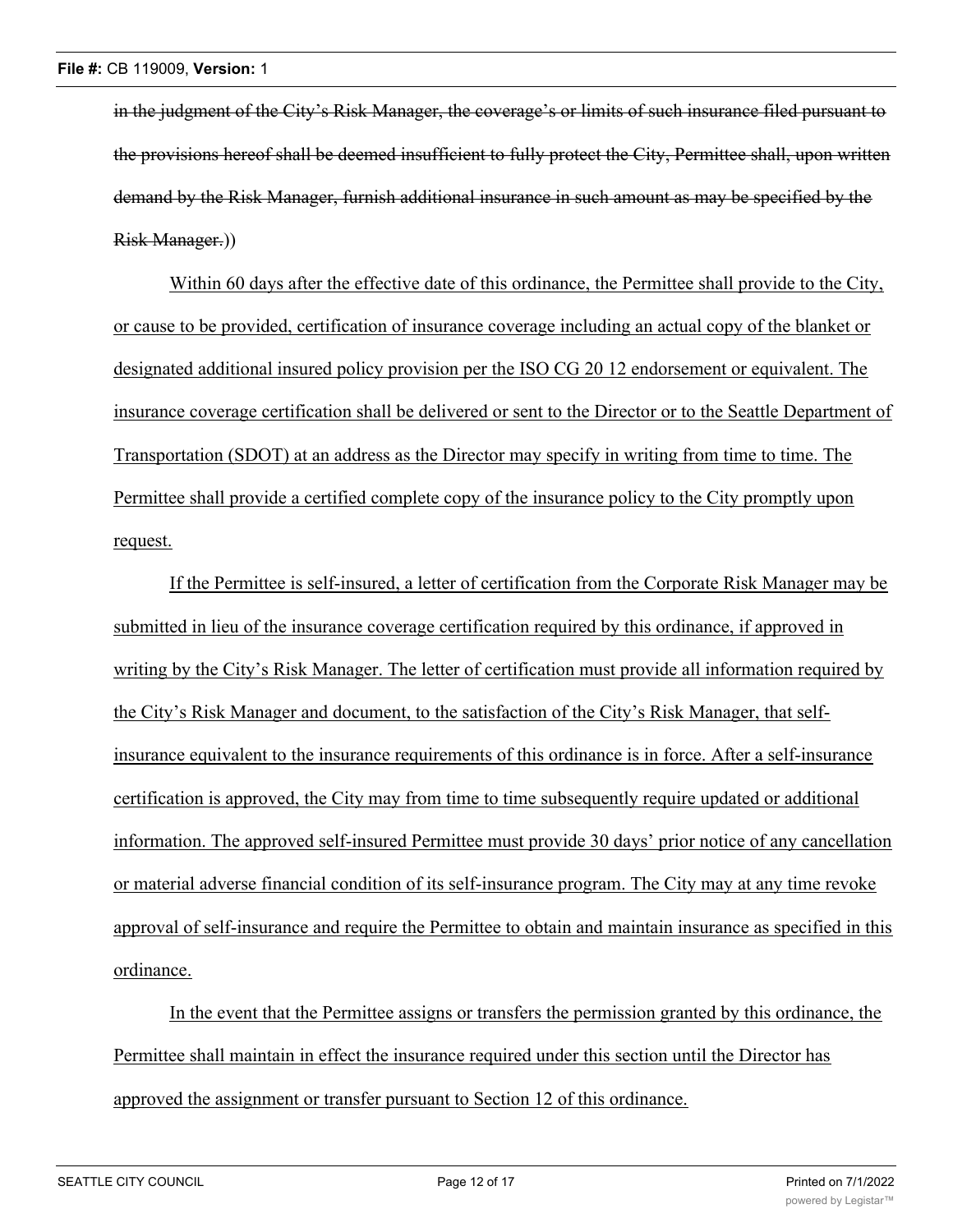~~in the judgment of the City's Risk Manager, the coverage's or limits of such insurance filed pursuant to the provisions hereof shall be deemed insufficient to fully protect the City, Permittee shall, upon written demand by the Risk Manager, furnish additional insurance in such amount as may be specified by the Risk Manager.~~))

<u>Within 60 days after the effective date of this ordinance, the Permittee shall provide to the City, or cause to be provided, certification of insurance coverage including an actual copy of the blanket or designated additional insured policy provision per the ISO CG 20 12 endorsement or equivalent. The insurance coverage certification shall be delivered or sent to the Director or to the Seattle Department of Transportation (SDOT) at an address as the Director may specify in writing from time to time. The Permittee shall provide a certified complete copy of the insurance policy to the City promptly upon request.</u>

<u>If the Permittee is self-insured, a letter of certification from the Corporate Risk Manager may be submitted in lieu of the insurance coverage certification required by this ordinance, if approved in writing by the City's Risk Manager. The letter of certification must provide all information required by the City's Risk Manager and document, to the satisfaction of the City's Risk Manager, that self-insurance equivalent to the insurance requirements of this ordinance is in force. After a self-insurance certification is approved, the City may from time to time subsequently require updated or additional information. The approved self-insured Permittee must provide 30 days' prior notice of any cancellation or material adverse financial condition of its self-insurance program. The City may at any time revoke approval of self-insurance and require the Permittee to obtain and maintain insurance as specified in this ordinance.</u>

<u>In the event that the Permittee assigns or transfers the permission granted by this ordinance, the Permittee shall maintain in effect the insurance required under this section until the Director has approved the assignment or transfer pursuant to Section 12 of this ordinance.</u>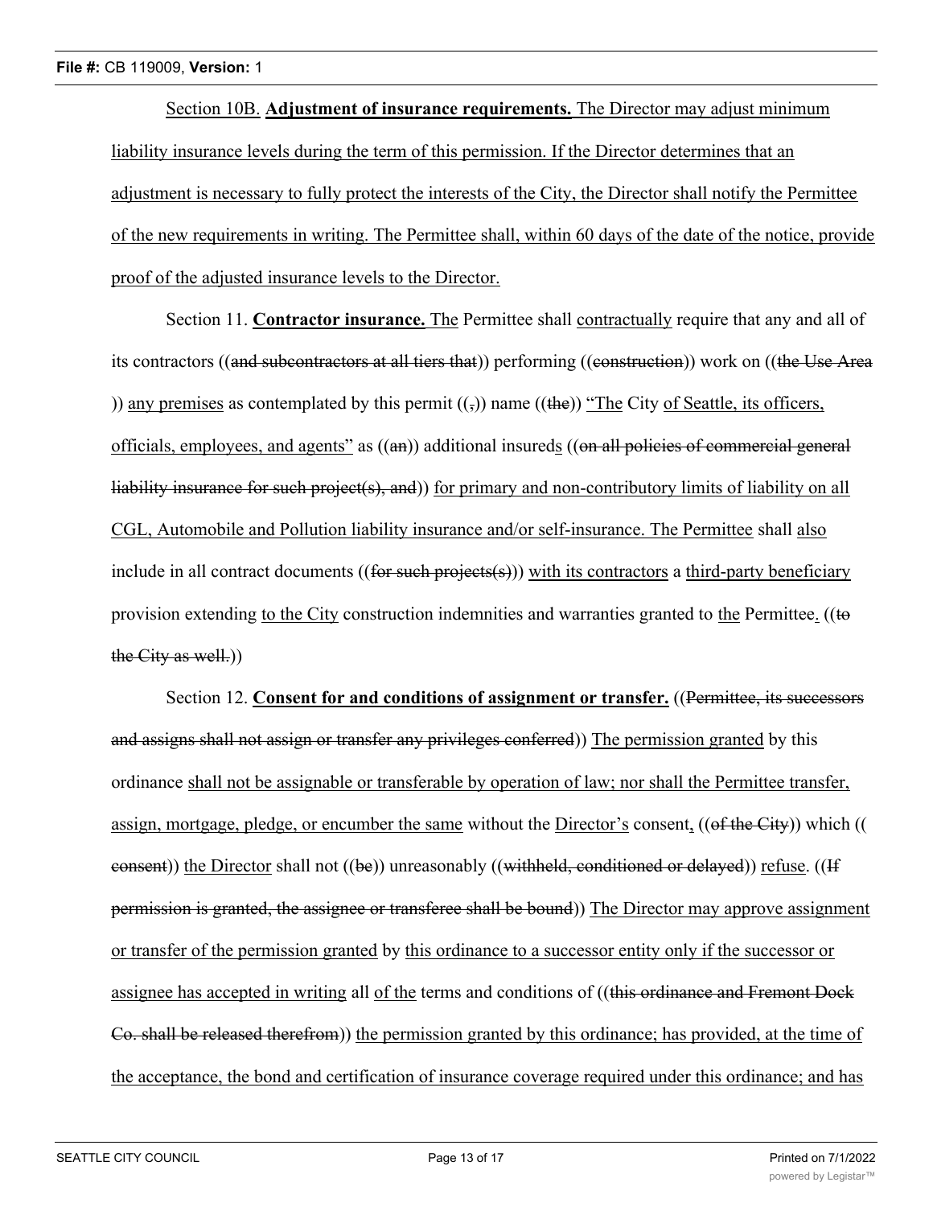Section 10B. **Adjustment of insurance requirements.** The Director may adjust minimum liability insurance levels during the term of this permission. If the Director determines that an adjustment is necessary to fully protect the interests of the City, the Director shall notify the Permittee of the new requirements in writing. The Permittee shall, within 60 days of the date of the notice, provide proof of the adjusted insurance levels to the Director.

Section 11. **Contractor insurance.** The Permittee shall contractually require that any and all of its contractors ((and subcontractors at all tiers that)) performing ((construction)) work on ((the Use Area )) any premises as contemplated by this permit ((,)) name ((the)) "The City of Seattle, its officers, officials, employees, and agents" as ((an)) additional insureds ((on all policies of commercial general liability insurance for such project(s), and)) for primary and non-contributory limits of liability on all CGL, Automobile and Pollution liability insurance and/or self-insurance. The Permittee shall also include in all contract documents ((for such projects(s))) with its contractors a third-party beneficiary provision extending to the City construction indemnities and warranties granted to the Permittee. ((to the City as well.))

Section 12. **Consent for and conditions of assignment or transfer.** ((Permittee, its successors and assigns shall not assign or transfer any privileges conferred)) The permission granted by this ordinance shall not be assignable or transferable by operation of law; nor shall the Permittee transfer, assign, mortgage, pledge, or encumber the same without the Director's consent, ((of the City)) which (( consent)) the Director shall not ((be)) unreasonably ((withheld, conditioned or delayed)) refuse. ((If permission is granted, the assignee or transferee shall be bound)) The Director may approve assignment or transfer of the permission granted by this ordinance to a successor entity only if the successor or assignee has accepted in writing all of the terms and conditions of ((this ordinance and Fremont Dock Co. shall be released therefrom)) the permission granted by this ordinance; has provided, at the time of the acceptance, the bond and certification of insurance coverage required under this ordinance; and has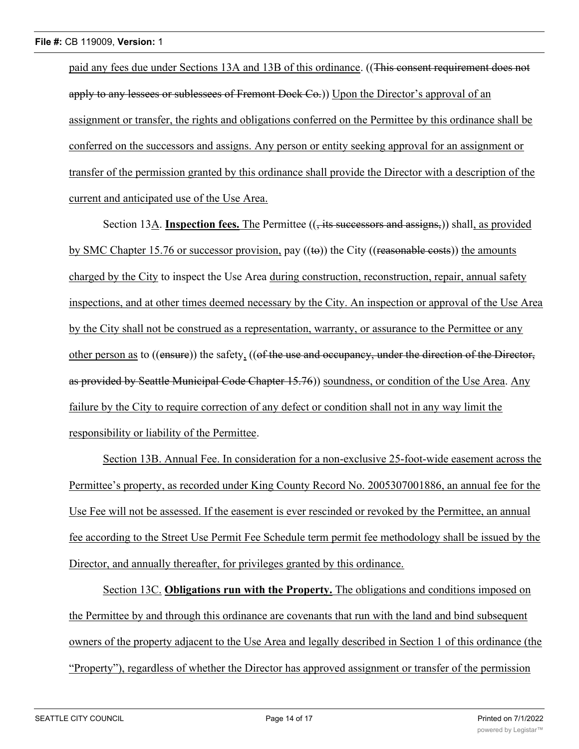paid any fees due under Sections 13A and 13B of this ordinance. ((~~This consent requirement does not apply to any lessees or sublessees of Fremont Dock Co.~~)) Upon the Director's approval of an assignment or transfer, the rights and obligations conferred on the Permittee by this ordinance shall be conferred on the successors and assigns. Any person or entity seeking approval for an assignment or transfer of the permission granted by this ordinance shall provide the Director with a description of the current and anticipated use of the Use Area.

Section 13A. **Inspection fees.** The Permittee ((~~, its successors and assigns,~~)) shall, as provided by SMC Chapter 15.76 or successor provision, pay ((~~to~~)) the City ((~~reasonable costs~~)) the amounts charged by the City to inspect the Use Area during construction, reconstruction, repair, annual safety inspections, and at other times deemed necessary by the City. An inspection or approval of the Use Area by the City shall not be construed as a representation, warranty, or assurance to the Permittee or any other person as to ((~~ensure~~)) the safety, ((~~of the use and occupancy, under the direction of the Director, as provided by Seattle Municipal Code Chapter 15.76~~)) soundness, or condition of the Use Area. Any failure by the City to require correction of any defect or condition shall not in any way limit the responsibility or liability of the Permittee.

Section 13B. Annual Fee. In consideration for a non-exclusive 25-foot-wide easement across the Permittee's property, as recorded under King County Record No. 2005307001886, an annual fee for the Use Fee will not be assessed. If the easement is ever rescinded or revoked by the Permittee, an annual fee according to the Street Use Permit Fee Schedule term permit fee methodology shall be issued by the Director, and annually thereafter, for privileges granted by this ordinance.

Section 13C. **Obligations run with the Property.** The obligations and conditions imposed on the Permittee by and through this ordinance are covenants that run with the land and bind subsequent owners of the property adjacent to the Use Area and legally described in Section 1 of this ordinance (the "Property"), regardless of whether the Director has approved assignment or transfer of the permission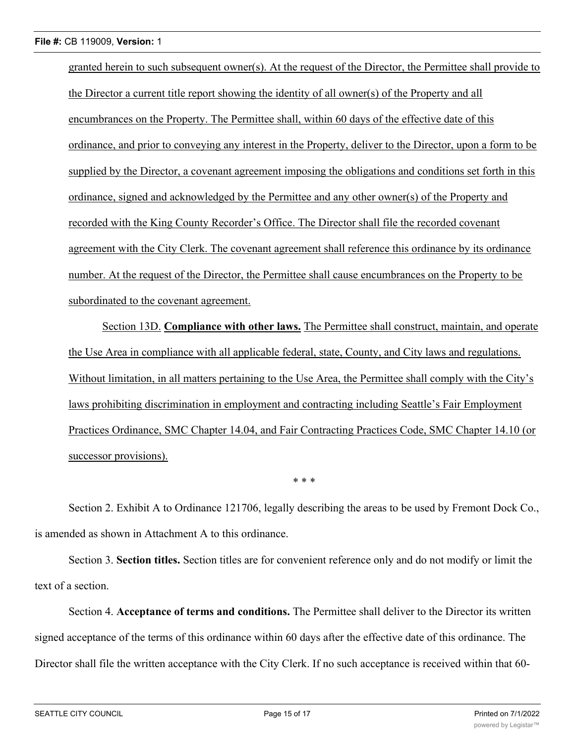granted herein to such subsequent owner(s). At the request of the Director, the Permittee shall provide to the Director a current title report showing the identity of all owner(s) of the Property and all encumbrances on the Property. The Permittee shall, within 60 days of the effective date of this ordinance, and prior to conveying any interest in the Property, deliver to the Director, upon a form to be supplied by the Director, a covenant agreement imposing the obligations and conditions set forth in this ordinance, signed and acknowledged by the Permittee and any other owner(s) of the Property and recorded with the King County Recorder's Office. The Director shall file the recorded covenant agreement with the City Clerk. The covenant agreement shall reference this ordinance by its ordinance number. At the request of the Director, the Permittee shall cause encumbrances on the Property to be subordinated to the covenant agreement.

Section 13D. **Compliance with other laws.** The Permittee shall construct, maintain, and operate the Use Area in compliance with all applicable federal, state, County, and City laws and regulations. Without limitation, in all matters pertaining to the Use Area, the Permittee shall comply with the City's laws prohibiting discrimination in employment and contracting including Seattle's Fair Employment Practices Ordinance, SMC Chapter 14.04, and Fair Contracting Practices Code, SMC Chapter 14.10 (or successor provisions).

\* \* \*

Section 2. Exhibit A to Ordinance 121706, legally describing the areas to be used by Fremont Dock Co., is amended as shown in Attachment A to this ordinance.

Section 3. **Section titles.** Section titles are for convenient reference only and do not modify or limit the text of a section.

Section 4. **Acceptance of terms and conditions.** The Permittee shall deliver to the Director its written signed acceptance of the terms of this ordinance within 60 days after the effective date of this ordinance. The Director shall file the written acceptance with the City Clerk. If no such acceptance is received within that 60-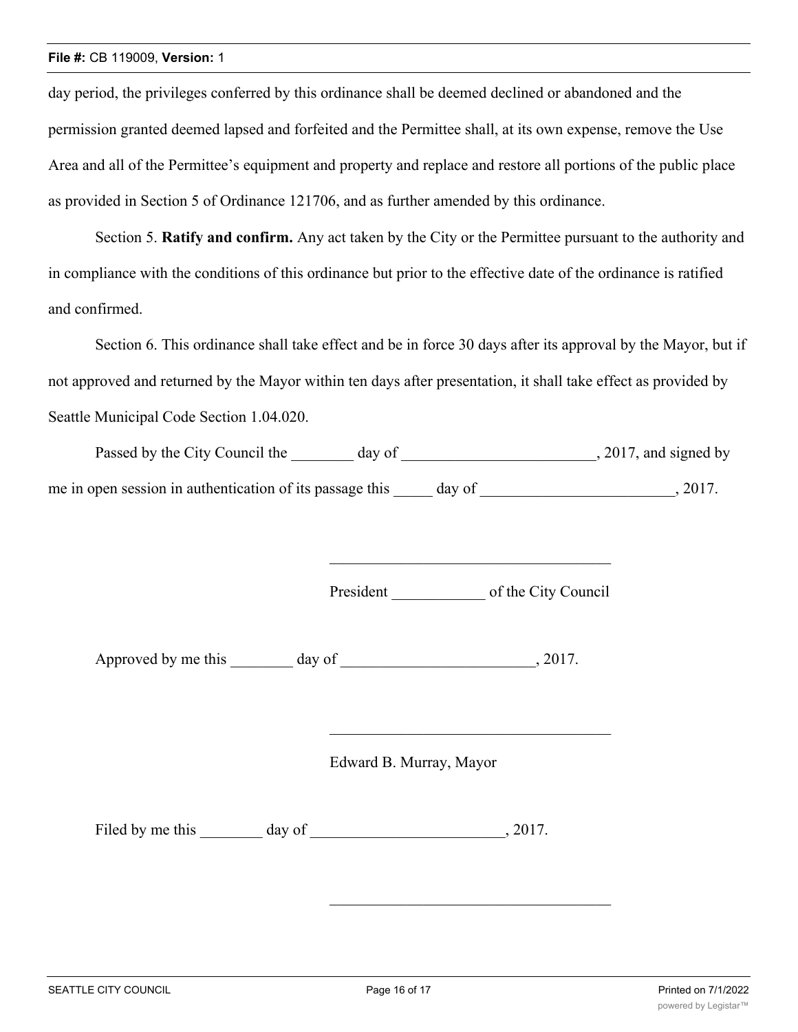day period, the privileges conferred by this ordinance shall be deemed declined or abandoned and the permission granted deemed lapsed and forfeited and the Permittee shall, at its own expense, remove the Use Area and all of the Permittee's equipment and property and replace and restore all portions of the public place as provided in Section 5 of Ordinance 121706, and as further amended by this ordinance.

Section 5. **Ratify and confirm.** Any act taken by the City or the Permittee pursuant to the authority and in compliance with the conditions of this ordinance but prior to the effective date of the ordinance is ratified and confirmed.

Section 6. This ordinance shall take effect and be in force 30 days after its approval by the Mayor, but if not approved and returned by the Mayor within ten days after presentation, it shall take effect as provided by Seattle Municipal Code Section 1.04.020.

Passed by the City Council the ________ day of _________________________, 2017, and signed by me in open session in authentication of its passage this _____ day of _________________________, 2017.

____________________________________

President ____________ of the City Council

Approved by me this ________ day of _________________________, 2017.

____________________________________

Edward B. Murray, Mayor

Filed by me this ________ day of _________________________, 2017.

____________________________________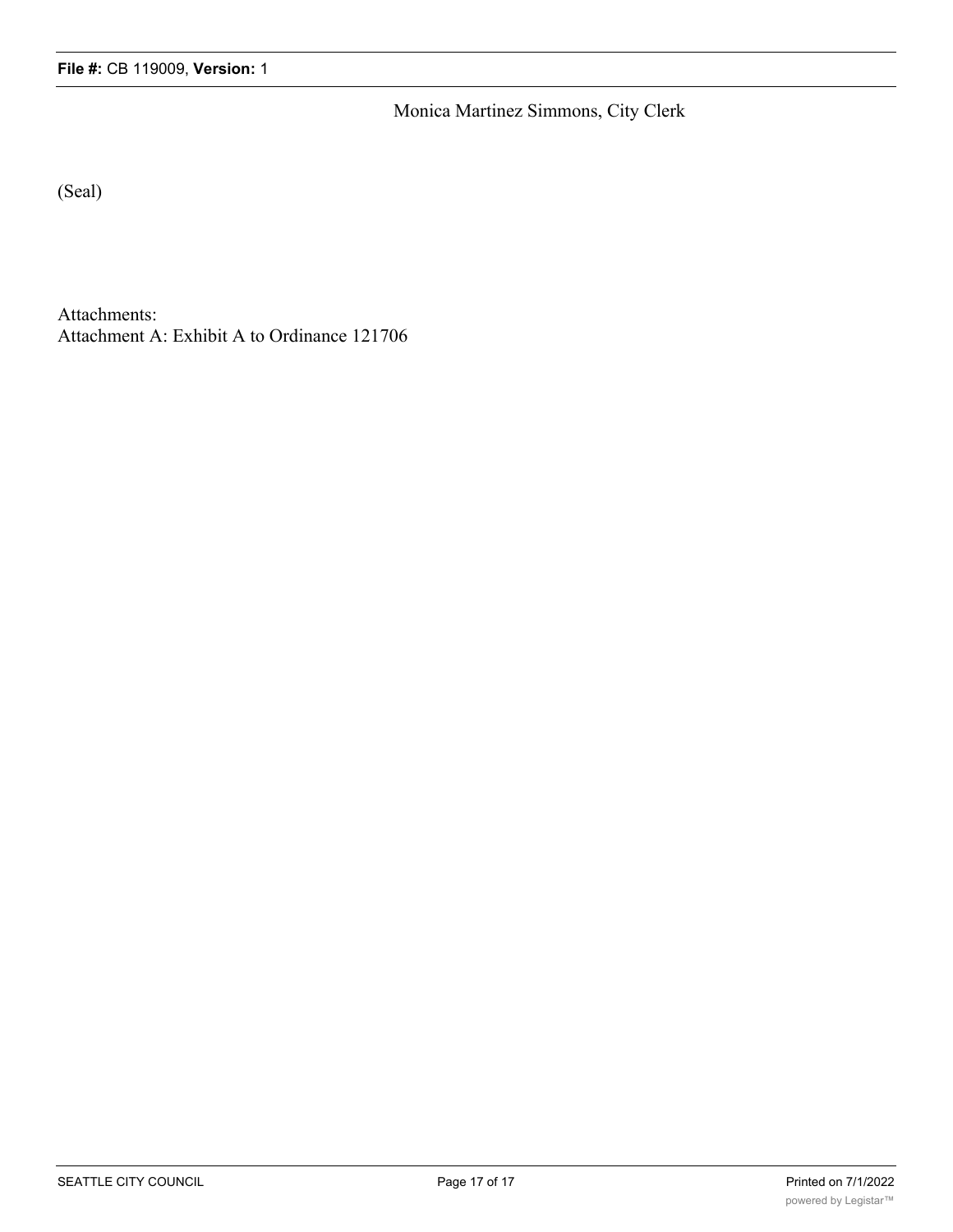Monica Martinez Simmons, City Clerk

(Seal)

Attachments:
Attachment A: Exhibit A to Ordinance 121706